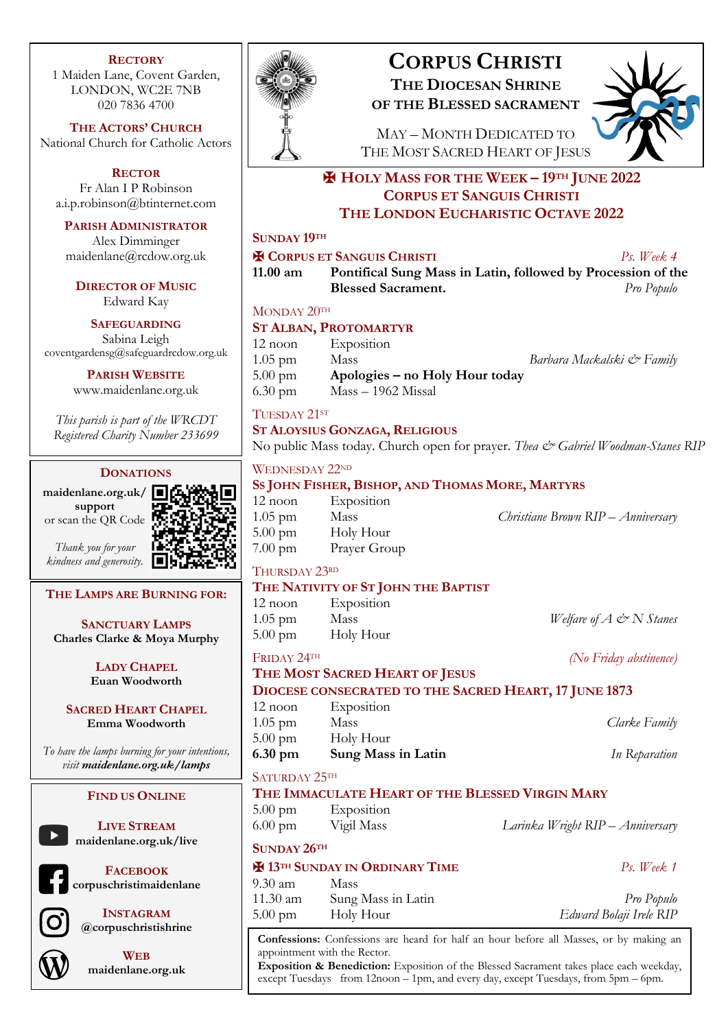# Corpus Christi

## The Diocesan Shrine of the Blessed Sacrament

May – Month Dedicated to The Most Sacred Heart of Jesus

## ✠ Holy Mass for the Week – 19th June 2022
## Corpus et Sanguis Christi
## The London Eucharistic Octave 2022

### Sunday 19th

**✠ Corpus et Sanguis Christi** — *Ps. Week 4*

| | | |
|---|---|---|
| **11.00 am** | **Pontifical Sung Mass in Latin, followed by Procession of the Blessed Sacrament.** | *Pro Populo* |

### Monday 20th

**St Alban, Protomartyr**

| | | |
|---|---|---|
| 12 noon | Exposition | |
| 1.05 pm | Mass | *Barbara Mackalski & Family* |
| 5.00 pm | **Apologies – no Holy Hour today** | |
| 6.30 pm | Mass – 1962 Missal | |

### Tuesday 21st

**St Aloysius Gonzaga, Religious**

No public Mass today. Church open for prayer. *Thea & Gabriel Woodman-Stanes RIP*

### Wednesday 22nd

**Ss John Fisher, Bishop, and Thomas More, Martyrs**

| | | |
|---|---|---|
| 12 noon | Exposition | |
| 1.05 pm | Mass | *Christiane Brown RIP – Anniversary* |
| 5.00 pm | Holy Hour | |
| 7.00 pm | Prayer Group | |

### Thursday 23rd

**The Nativity of St John the Baptist**

| | | |
|---|---|---|
| 12 noon | Exposition | |
| 1.05 pm | Mass | *Welfare of A & N Stanes* |
| 5.00 pm | Holy Hour | |

### Friday 24th

*(No Friday abstinence)*

**The Most Sacred Heart of Jesus**

**Diocese consecrated to the Sacred Heart, 17 June 1873**

| | | |
|---|---|---|
| 12 noon | Exposition | |
| 1.05 pm | Mass | *Clarke Family* |
| 5.00 pm | Holy Hour | |
| **6.30 pm** | **Sung Mass in Latin** | *In Reparation* |

### Saturday 25th

**The Immaculate Heart of the Blessed Virgin Mary**

| | | |
|---|---|---|
| 5.00 pm | Exposition | |
| 6.00 pm | Vigil Mass | *Larinka Wright RIP – Anniversary* |

### Sunday 26th

**✠ 13th Sunday in Ordinary Time** — *Ps. Week 1*

| | | |
|---|---|---|
| 9.30 am | Mass | |
| 11.30 am | Sung Mass in Latin | *Pro Populo* |
| 5.00 pm | Holy Hour | *Edward Bolaji Irele RIP* |

**Confessions:** Confessions are heard for half an hour before all Masses, or by making an appointment with the Rector.
**Exposition & Benediction:** Exposition of the Blessed Sacrament takes place each weekday, except Tuesdays from 12noon – 1pm, and every day, except Tuesdays, from 5pm – 6pm.

---

**Rectory**
1 Maiden Lane, Covent Garden,
LONDON, WC2E 7NB
020 7836 4700

**The Actors' Church**
National Church for Catholic Actors

**Rector**
Fr Alan I P Robinson
a.i.p.robinson@btinternet.com

**Parish Administrator**
Alex Dimminger
maidenlane@rcdow.org.uk

**Director of Music**
Edward Kay

**Safeguarding**
Sabina Leigh
coventgardensg@safeguardrcdow.org.uk

**Parish Website**
www.maidenlane.org.uk

*This parish is part of the WRCDT Registered Charity Number 233699*

**Donations**

**maidenlane.org.uk/support** or scan the QR Code

*Thank you for your kindness and generosity.*

**The Lamps are Burning for:**

**Sanctuary Lamps**
**Charles Clarke & Moya Murphy**

**Lady Chapel**
**Euan Woodworth**

**Sacred Heart Chapel**
**Emma Woodworth**

*To have the lamps burning for your intentions, visit **maidenlane.org.uk/lamps***

**Find us Online**

**Live Stream**
**maidenlane.org.uk/live**

**Facebook**
**corpuschristimaidenlane**

**Instagram**
**@corpuschristishrine**

**Web**
**maidenlane.org.uk**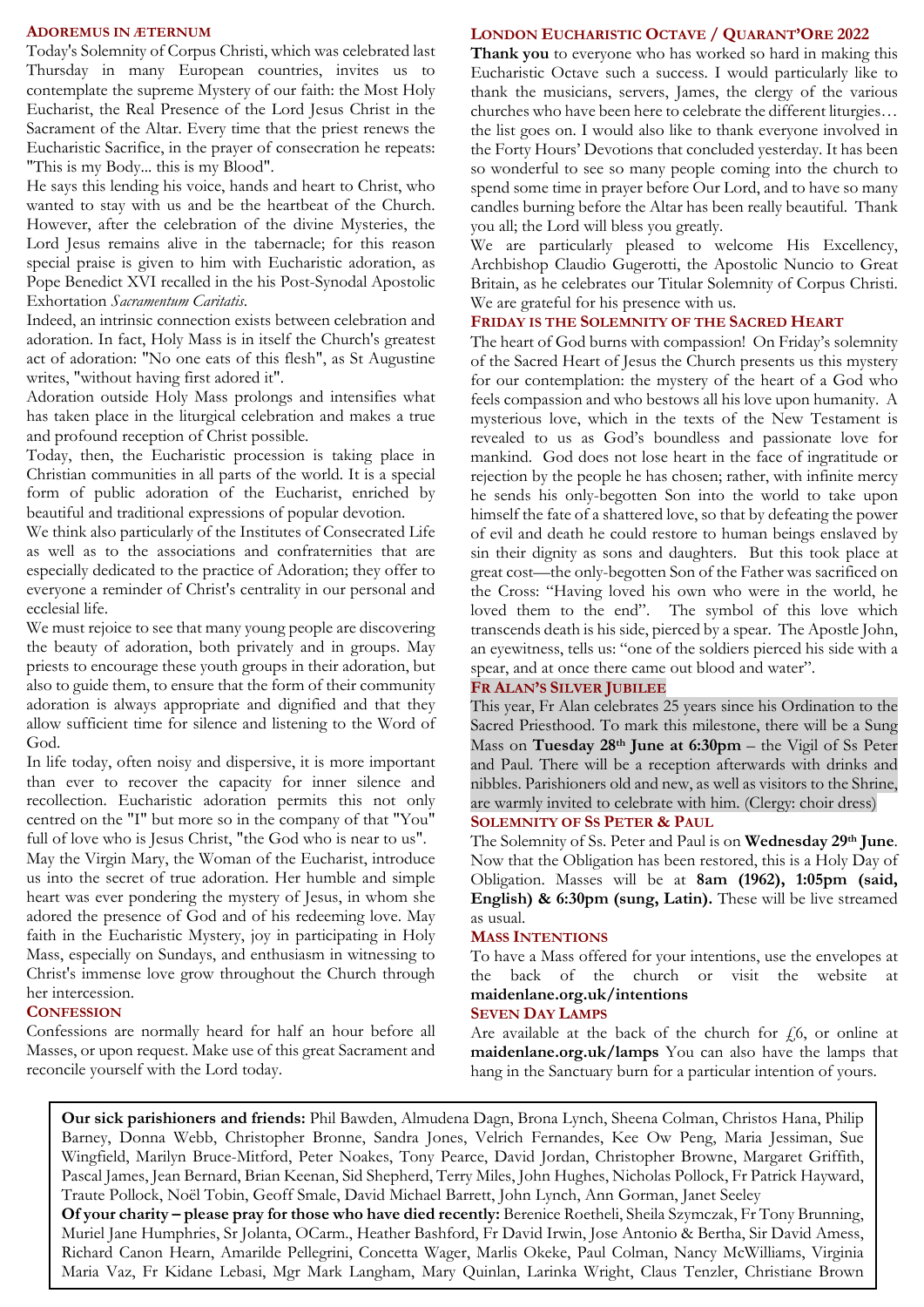## Adoremus in Æternum

Today's Solemnity of Corpus Christi, which was celebrated last Thursday in many European countries, invites us to contemplate the supreme Mystery of our faith: the Most Holy Eucharist, the Real Presence of the Lord Jesus Christ in the Sacrament of the Altar. Every time that the priest renews the Eucharistic Sacrifice, in the prayer of consecration he repeats: "This is my Body... this is my Blood".

He says this lending his voice, hands and heart to Christ, who wanted to stay with us and be the heartbeat of the Church. However, after the celebration of the divine Mysteries, the Lord Jesus remains alive in the tabernacle; for this reason special praise is given to him with Eucharistic adoration, as Pope Benedict XVI recalled in the his Post-Synodal Apostolic Exhortation *Sacramentum Caritatis*.

Indeed, an intrinsic connection exists between celebration and adoration. In fact, Holy Mass is in itself the Church's greatest act of adoration: "No one eats of this flesh", as St Augustine writes, "without having first adored it".

Adoration outside Holy Mass prolongs and intensifies what has taken place in the liturgical celebration and makes a true and profound reception of Christ possible.

Today, then, the Eucharistic procession is taking place in Christian communities in all parts of the world. It is a special form of public adoration of the Eucharist, enriched by beautiful and traditional expressions of popular devotion.

We think also particularly of the Institutes of Consecrated Life as well as to the associations and confraternities that are especially dedicated to the practice of Adoration; they offer to everyone a reminder of Christ's centrality in our personal and ecclesial life.

We must rejoice to see that many young people are discovering the beauty of adoration, both privately and in groups. May priests to encourage these youth groups in their adoration, but also to guide them, to ensure that the form of their community adoration is always appropriate and dignified and that they allow sufficient time for silence and listening to the Word of God.

In life today, often noisy and dispersive, it is more important than ever to recover the capacity for inner silence and recollection. Eucharistic adoration permits this not only centred on the "I" but more so in the company of that "You" full of love who is Jesus Christ, "the God who is near to us".

May the Virgin Mary, the Woman of the Eucharist, introduce us into the secret of true adoration. Her humble and simple heart was ever pondering the mystery of Jesus, in whom she adored the presence of God and of his redeeming love. May faith in the Eucharistic Mystery, joy in participating in Holy Mass, especially on Sundays, and enthusiasm in witnessing to Christ's immense love grow throughout the Church through her intercession.

## Confession

Confessions are normally heard for half an hour before all Masses, or upon request. Make use of this great Sacrament and reconcile yourself with the Lord today.

## London Eucharistic Octave / Quarant'Ore 2022

**Thank you** to everyone who has worked so hard in making this Eucharistic Octave such a success. I would particularly like to thank the musicians, servers, James, the clergy of the various churches who have been here to celebrate the different liturgies… the list goes on. I would also like to thank everyone involved in the Forty Hours' Devotions that concluded yesterday. It has been so wonderful to see so many people coming into the church to spend some time in prayer before Our Lord, and to have so many candles burning before the Altar has been really beautiful. Thank you all; the Lord will bless you greatly.

We are particularly pleased to welcome His Excellency, Archbishop Claudio Gugerotti, the Apostolic Nuncio to Great Britain, as he celebrates our Titular Solemnity of Corpus Christi. We are grateful for his presence with us.

## Friday is the Solemnity of the Sacred Heart

The heart of God burns with compassion! On Friday's solemnity of the Sacred Heart of Jesus the Church presents us this mystery for our contemplation: the mystery of the heart of a God who feels compassion and who bestows all his love upon humanity. A mysterious love, which in the texts of the New Testament is revealed to us as God's boundless and passionate love for mankind. God does not lose heart in the face of ingratitude or rejection by the people he has chosen; rather, with infinite mercy he sends his only-begotten Son into the world to take upon himself the fate of a shattered love, so that by defeating the power of evil and death he could restore to human beings enslaved by sin their dignity as sons and daughters. But this took place at great cost—the only-begotten Son of the Father was sacrificed on the Cross: "Having loved his own who were in the world, he loved them to the end". The symbol of this love which transcends death is his side, pierced by a spear. The Apostle John, an eyewitness, tells us: "one of the soldiers pierced his side with a spear, and at once there came out blood and water".

## Fr Alan's Silver Jubilee

This year, Fr Alan celebrates 25 years since his Ordination to the Sacred Priesthood. To mark this milestone, there will be a Sung Mass on **Tuesday 28th June at 6:30pm** – the Vigil of Ss Peter and Paul. There will be a reception afterwards with drinks and nibbles. Parishioners old and new, as well as visitors to the Shrine, are warmly invited to celebrate with him. (Clergy: choir dress)

## Solemnity of Ss Peter & Paul

The Solemnity of Ss. Peter and Paul is on **Wednesday 29th June**. Now that the Obligation has been restored, this is a Holy Day of Obligation. Masses will be at **8am (1962), 1:05pm (said, English) & 6:30pm (sung, Latin).** These will be live streamed as usual.

## Mass Intentions

To have a Mass offered for your intentions, use the envelopes at the back of the church or visit the website at **maidenlane.org.uk/intentions**

## Seven Day Lamps

Are available at the back of the church for £6, or online at **maidenlane.org.uk/lamps** You can also have the lamps that hang in the Sanctuary burn for a particular intention of yours.

**Our sick parishioners and friends:** Phil Bawden, Almudena Dagn, Brona Lynch, Sheena Colman, Christos Hana, Philip Barney, Donna Webb, Christopher Bronne, Sandra Jones, Velrich Fernandes, Kee Ow Peng, Maria Jessiman, Sue Wingfield, Marilyn Bruce-Mitford, Peter Noakes, Tony Pearce, David Jordan, Christopher Browne, Margaret Griffith, Pascal James, Jean Bernard, Brian Keenan, Sid Shepherd, Terry Miles, John Hughes, Nicholas Pollock, Fr Patrick Hayward, Traute Pollock, Noël Tobin, Geoff Smale, David Michael Barrett, John Lynch, Ann Gorman, Janet Seeley

**Of your charity – please pray for those who have died recently:** Berenice Roetheli, Sheila Szymczak, Fr Tony Brunning, Muriel Jane Humphries, Sr Jolanta, OCarm., Heather Bashford, Fr David Irwin, Jose Antonio & Bertha, Sir David Amess, Richard Canon Hearn, Amarilde Pellegrini, Concetta Wager, Marlis Okeke, Paul Colman, Nancy McWilliams, Virginia Maria Vaz, Fr Kidane Lebasi, Mgr Mark Langham, Mary Quinlan, Larinka Wright, Claus Tenzler, Christiane Brown